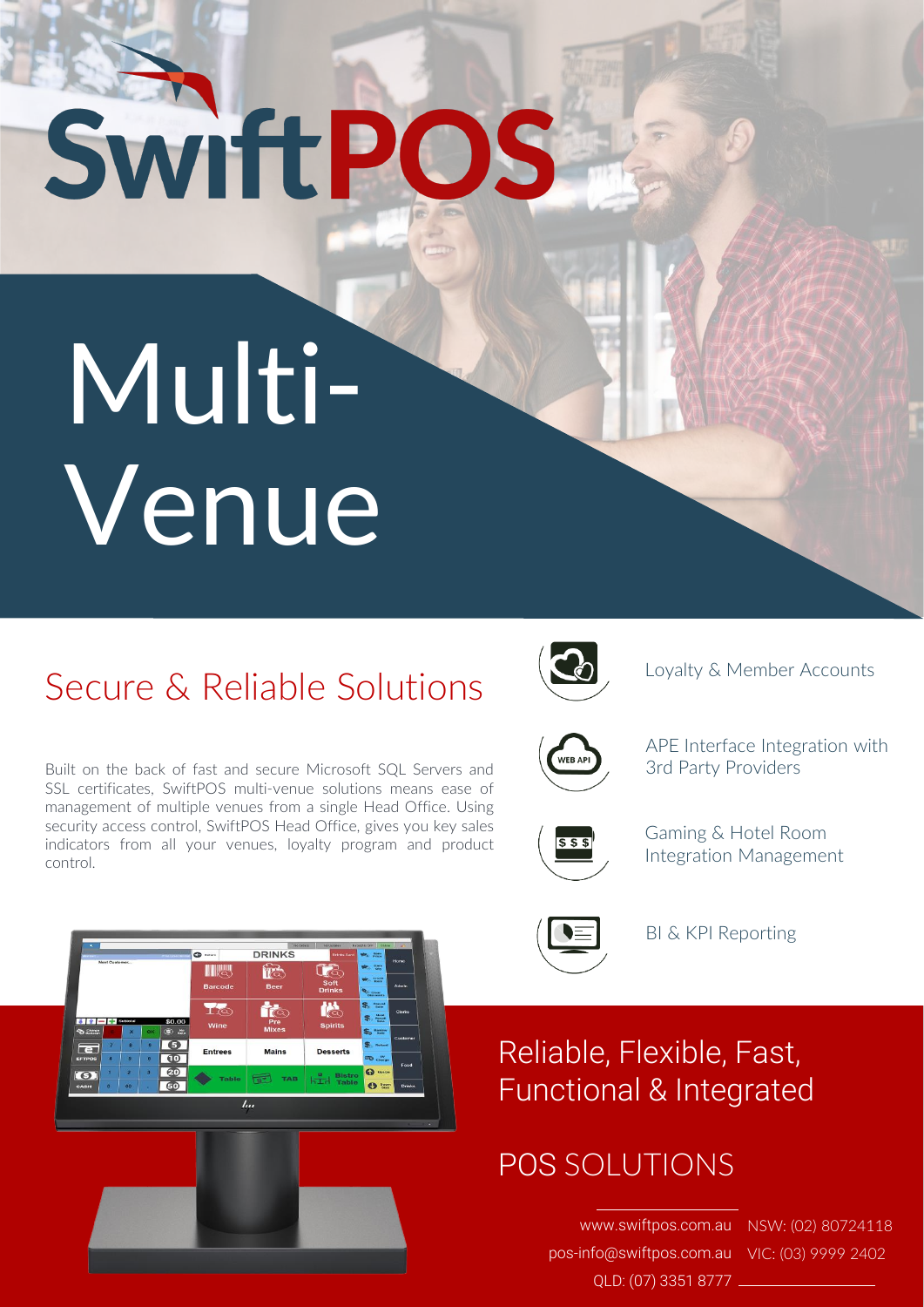# SwiftPOS

# Multi-Venue

## Secure & Reliable Solutions

Built on the back of fast and secure Microsoft SQL Servers and SSL certificates, SwiftPOS multi-venue solutions means ease of management of multiple venues from a single Head Office. Using security access control, SwiftPOS Head Office, gives you key sales indicators from all your venues, loyalty program and product control.

- Loyalty & Member Accounts
- APE Interface Integration with 3rd Party Providers
- Gaming & Hotel Room Integration Management
- BI & KPI Reporting

## Reliable, Flexible, Fast, Functional & Integrated

## POS SOLUTIONS

www.swiftpos.com.au NSW: (02) 80724118

pos-info@swiftpos.com.au VIC: (03) 9999 2402

QLD: (07) 3351 8777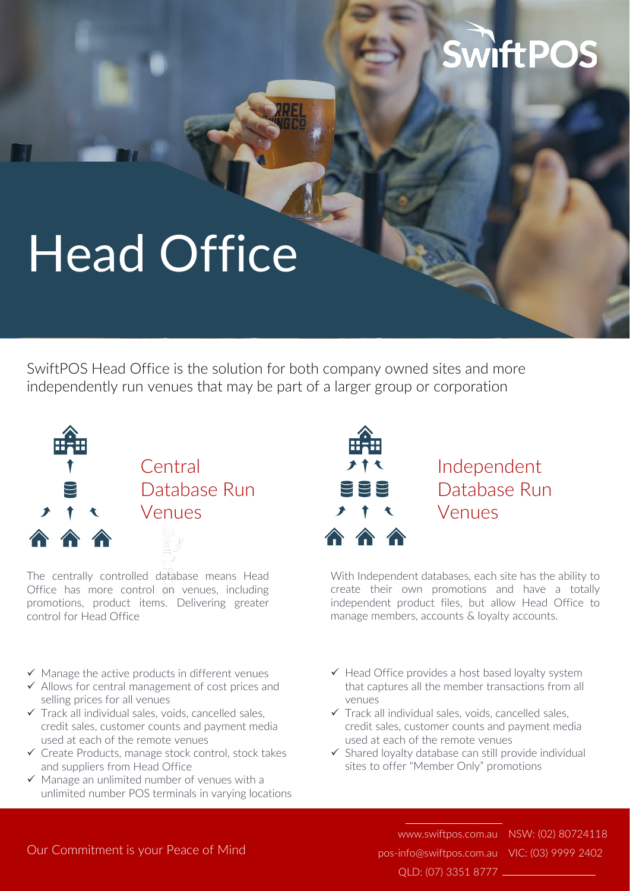# Head Office

SwiftPOS Head Office is the solution for both company owned sites and more independently run venues that may be part of a larger group or corporation

## Central Database Run Venues

The centrally controlled database means Head Office has more control on venues, including promotions, product items. Delivering greater control for Head Office

- ✓ Manage the active products in different venues
- ✓ Allows for central management of cost prices and selling prices for all venues
- ✓ Track all individual sales, voids, cancelled sales, credit sales, customer counts and payment media used at each of the remote venues
- ✓ Create Products, manage stock control, stock takes and suppliers from Head Office
- ✓ Manage an unlimited number of venues with a unlimited number POS terminals in varying locations

## Independent Database Run Venues

With Independent databases, each site has the ability to create their own promotions and have a totally independent product files, but allow Head Office to manage members, accounts & loyalty accounts.

- ✓ Head Office provides a host based loyalty system that captures all the member transactions from all venues
- ✓ Track all individual sales, voids, cancelled sales, credit sales, customer counts and payment media used at each of the remote venues
- ✓ Shared loyalty database can still provide individual sites to offer "Member Only" promotions

Our Commitment is your Peace of Mind

www.swiftpos.com.au NSW: (02) 80724118
pos-info@swiftpos.com.au VIC: (03) 9999 2402
QLD: (07) 3351 8777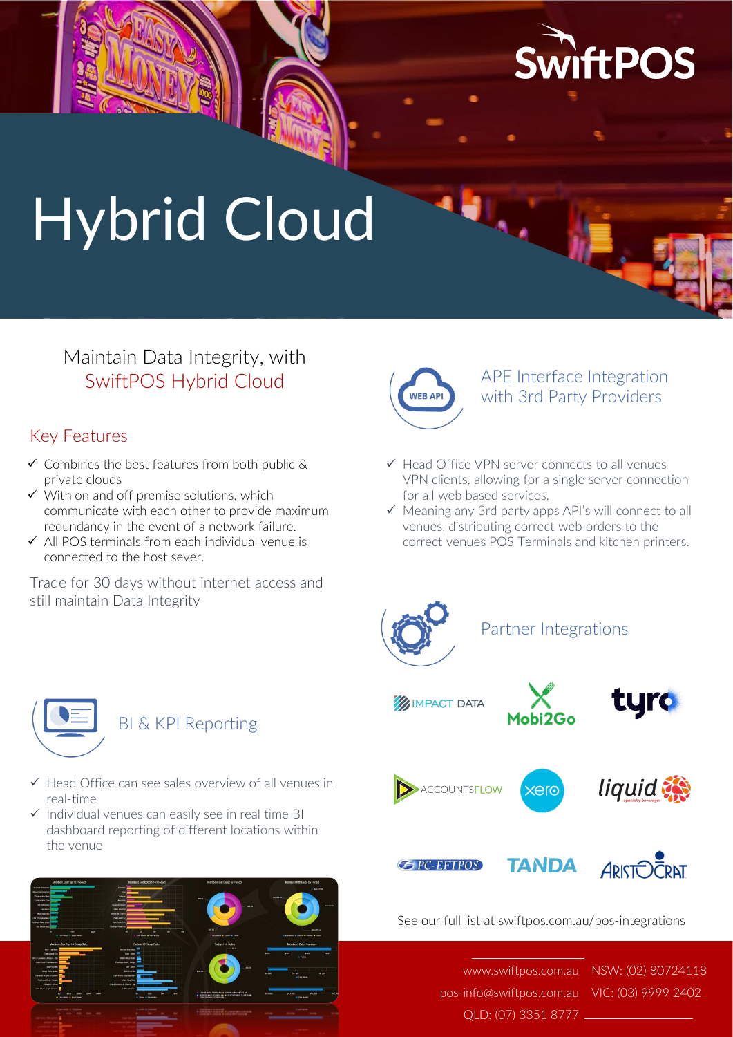# Hybrid Cloud

## Maintain Data Integrity, with SwiftPOS Hybrid Cloud

### Key Features

- ✓ Combines the best features from both public & private clouds
- ✓ With on and off premise solutions, which communicate with each other to provide maximum redundancy in the event of a network failure.
- ✓ All POS terminals from each individual venue is connected to the host sever.

Trade for 30 days without internet access and still maintain Data Integrity

### APE Interface Integration with 3rd Party Providers

- ✓ Head Office VPN server connects to all venues VPN clients, allowing for a single server connection for all web based services.
- ✓ Meaning any 3rd party apps API's will connect to all venues, distributing correct web orders to the correct venues POS Terminals and kitchen printers.

### BI & KPI Reporting

- ✓ Head Office can see sales overview of all venues in real-time
- ✓ Individual venues can easily see in real time BI dashboard reporting of different locations within the venue

### Partner Integrations

IMPACT DATA, Mobi2Go, tyro, ACCOUNTSFLOW, xero, liquid, PC-EFTPOS, TANDA, ARISTOCRAT

See our full list at swiftpos.com.au/pos-integrations

www.swiftpos.com.au NSW: (02) 80724118
pos-info@swiftpos.com.au VIC: (03) 9999 2402
QLD: (07) 3351 8777